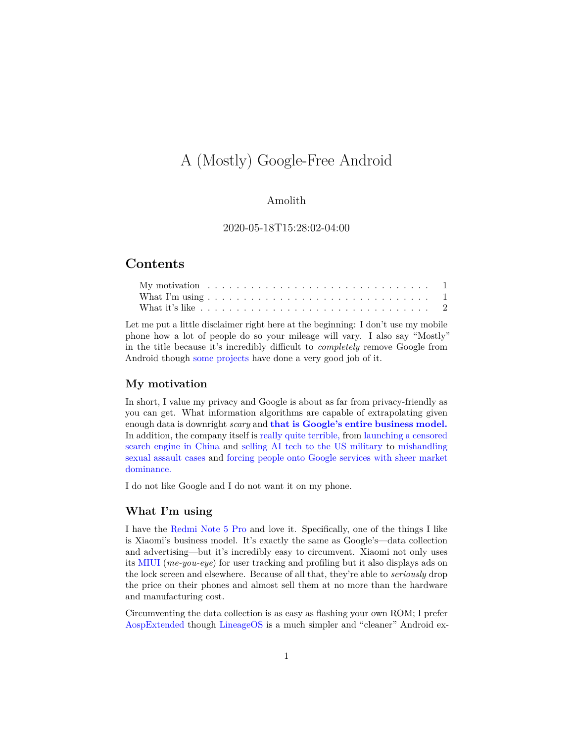# A (Mostly) Google-Free Android

Amolith

2020-05-18T15:28:02-04:00

## Contents

- My motivation . . . . . . . . . . . . . . . . . . . . . . . . . . . . . . . 1
- What I'm using . . . . . . . . . . . . . . . . . . . . . . . . . . . . . . . 1
- What it's like . . . . . . . . . . . . . . . . . . . . . . . . . . . . . . . 2

Let me put a little disclaimer right here at the beginning: I don't use my mobile phone how a lot of people do so your mileage will vary. I also say "Mostly" in the title because it's incredibly difficult to *completely* remove Google from Android though some projects have done a very good job of it.

### My motivation

In short, I value my privacy and Google is about as far from privacy-friendly as you can get. What information algorithms are capable of extrapolating given enough data is downright *scary* and **that is Google's entire business model.** In addition, the company itself is really quite terrible, from launching a censored search engine in China and selling AI tech to the US military to mishandling sexual assault cases and forcing people onto Google services with sheer market dominance.

I do not like Google and I do not want it on my phone.

### What I'm using

I have the Redmi Note 5 Pro and love it. Specifically, one of the things I like is Xiaomi's business model. It's exactly the same as Google's—data collection and advertising—but it's incredibly easy to circumvent. Xiaomi not only uses its MIUI (*me-you-eye*) for user tracking and profiling but it also displays ads on the lock screen and elsewhere. Because of all that, they're able to *seriously* drop the price on their phones and almost sell them at no more than the hardware and manufacturing cost.

Circumventing the data collection is as easy as flashing your own ROM; I prefer AospExtended though LineageOS is a much simpler and "cleaner" Android ex-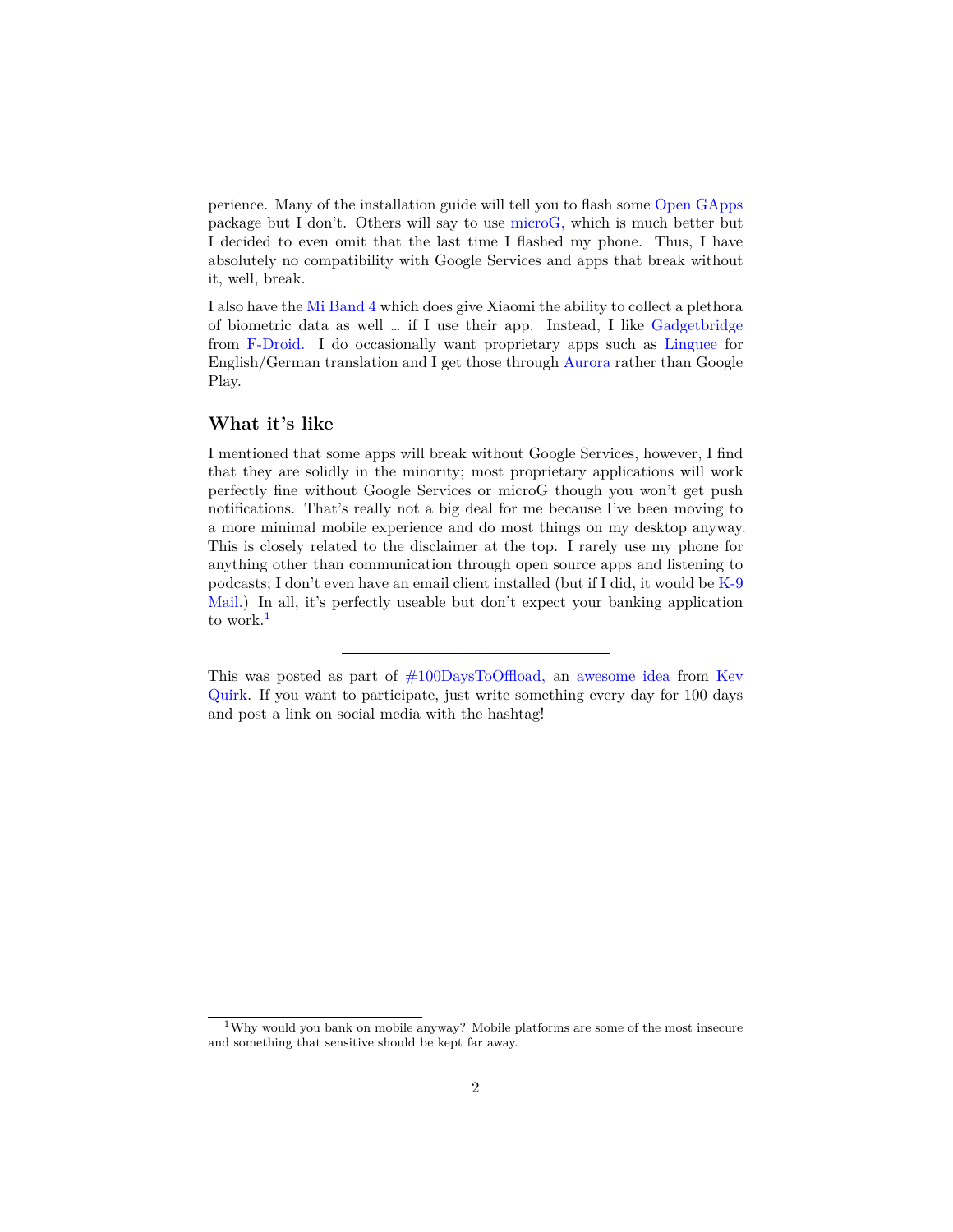perience. Many of the installation guide will tell you to flash some Open GApps package but I don't. Others will say to use microG, which is much better but I decided to even omit that the last time I flashed my phone. Thus, I have absolutely no compatibility with Google Services and apps that break without it, well, break.

I also have the Mi Band 4 which does give Xiaomi the ability to collect a plethora of biometric data as well … if I use their app. Instead, I like Gadgetbridge from F-Droid. I do occasionally want proprietary apps such as Linguee for English/German translation and I get those through Aurora rather than Google Play.

## What it's like

I mentioned that some apps will break without Google Services, however, I find that they are solidly in the minority; most proprietary applications will work perfectly fine without Google Services or microG though you won't get push notifications. That's really not a big deal for me because I've been moving to a more minimal mobile experience and do most things on my desktop anyway. This is closely related to the disclaimer at the top. I rarely use my phone for anything other than communication through open source apps and listening to podcasts; I don't even have an email client installed (but if I did, it would be K-9 Mail.) In all, it's perfectly useable but don't expect your banking application to work.[1]

---

This was posted as part of #100DaysToOffload, an awesome idea from Kev Quirk. If you want to participate, just write something every day for 100 days and post a link on social media with the hashtag!

[1] Why would you bank on mobile anyway? Mobile platforms are some of the most insecure and something that sensitive should be kept far away.